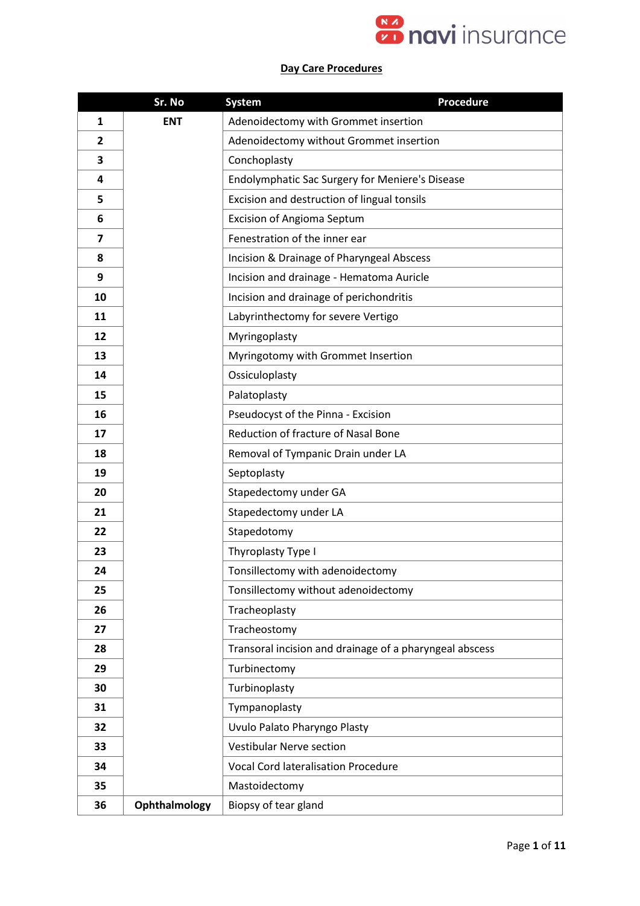**Day Care Procedures**

| Sr. No | System | Procedure |
|---|---|---|
| 1 | ENT | Adenoidectomy with Grommet insertion |
| 2 | | Adenoidectomy without Grommet insertion |
| 3 | | Conchoplasty |
| 4 | | Endolymphatic Sac Surgery for Meniere's Disease |
| 5 | | Excision and destruction of lingual tonsils |
| 6 | | Excision of Angioma Septum |
| 7 | | Fenestration of the inner ear |
| 8 | | Incision & Drainage of Pharyngeal Abscess |
| 9 | | Incision and drainage - Hematoma Auricle |
| 10 | | Incision and drainage of perichondritis |
| 11 | | Labyrinthectomy for severe Vertigo |
| 12 | | Myringoplasty |
| 13 | | Myringotomy with Grommet Insertion |
| 14 | | Ossiculoplasty |
| 15 | | Palatoplasty |
| 16 | | Pseudocyst of the Pinna - Excision |
| 17 | | Reduction of fracture of Nasal Bone |
| 18 | | Removal of Tympanic Drain under LA |
| 19 | | Septoplasty |
| 20 | | Stapedectomy under GA |
| 21 | | Stapedectomy under LA |
| 22 | | Stapedotomy |
| 23 | | Thyroplasty Type I |
| 24 | | Tonsillectomy with adenoidectomy |
| 25 | | Tonsillectomy without adenoidectomy |
| 26 | | Tracheoplasty |
| 27 | | Tracheostomy |
| 28 | | Transoral incision and drainage of a pharyngeal abscess |
| 29 | | Turbinectomy |
| 30 | | Turbinoplasty |
| 31 | | Tympanoplasty |
| 32 | | Uvulo Palato Pharyngo Plasty |
| 33 | | Vestibular Nerve section |
| 34 | | Vocal Cord lateralisation Procedure |
| 35 | | Mastoidectomy |
| 36 | Ophthalmology | Biopsy of tear gland |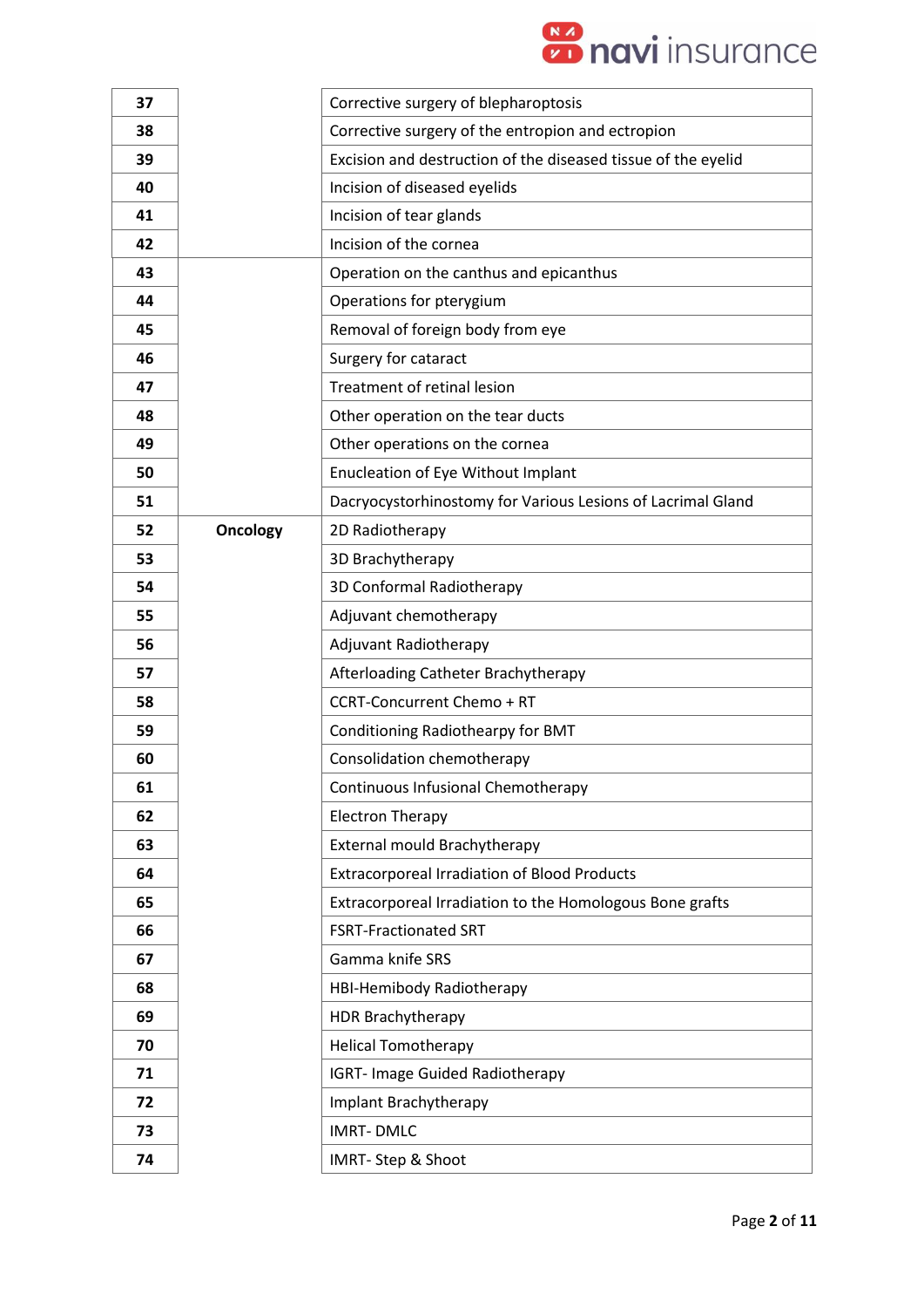| | | |
|---|---|---|
| **37** | | Corrective surgery of blepharoptosis |
| **38** | | Corrective surgery of the entropion and ectropion |
| **39** | | Excision and destruction of the diseased tissue of the eyelid |
| **40** | | Incision of diseased eyelids |
| **41** | | Incision of tear glands |
| **42** | | Incision of the cornea |
| **43** | | Operation on the canthus and epicanthus |
| **44** | | Operations for pterygium |
| **45** | | Removal of foreign body from eye |
| **46** | | Surgery for cataract |
| **47** | | Treatment of retinal lesion |
| **48** | | Other operation on the tear ducts |
| **49** | | Other operations on the cornea |
| **50** | | Enucleation of Eye Without Implant |
| **51** | | Dacryocystorhinostomy for Various Lesions of Lacrimal Gland |
| **52** | **Oncology** | 2D Radiotherapy |
| **53** | | 3D Brachytherapy |
| **54** | | 3D Conformal Radiotherapy |
| **55** | | Adjuvant chemotherapy |
| **56** | | Adjuvant Radiotherapy |
| **57** | | Afterloading Catheter Brachytherapy |
| **58** | | CCRT-Concurrent Chemo + RT |
| **59** | | Conditioning Radiothearpy for BMT |
| **60** | | Consolidation chemotherapy |
| **61** | | Continuous Infusional Chemotherapy |
| **62** | | Electron Therapy |
| **63** | | External mould Brachytherapy |
| **64** | | Extracorporeal Irradiation of Blood Products |
| **65** | | Extracorporeal Irradiation to the Homologous Bone grafts |
| **66** | | FSRT-Fractionated SRT |
| **67** | | Gamma knife SRS |
| **68** | | HBI-Hemibody Radiotherapy |
| **69** | | HDR Brachytherapy |
| **70** | | Helical Tomotherapy |
| **71** | | IGRT- Image Guided Radiotherapy |
| **72** | | Implant Brachytherapy |
| **73** | | IMRT- DMLC |
| **74** | | IMRT- Step & Shoot |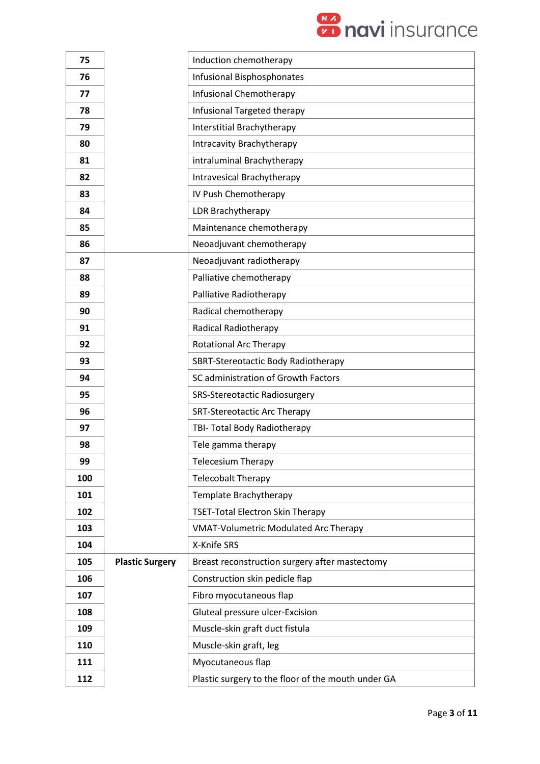| | | |
|---|---|---|
| **75** | | Induction chemotherapy |
| **76** | | Infusional Bisphosphonates |
| **77** | | Infusional Chemotherapy |
| **78** | | Infusional Targeted therapy |
| **79** | | Interstitial Brachytherapy |
| **80** | | Intracavity Brachytherapy |
| **81** | | intraluminal Brachytherapy |
| **82** | | Intravesical Brachytherapy |
| **83** | | IV Push Chemotherapy |
| **84** | | LDR Brachytherapy |
| **85** | | Maintenance chemotherapy |
| **86** | | Neoadjuvant chemotherapy |
| **87** | | Neoadjuvant radiotherapy |
| **88** | | Palliative chemotherapy |
| **89** | | Palliative Radiotherapy |
| **90** | | Radical chemotherapy |
| **91** | | Radical Radiotherapy |
| **92** | | Rotational Arc Therapy |
| **93** | | SBRT-Stereotactic Body Radiotherapy |
| **94** | | SC administration of Growth Factors |
| **95** | | SRS-Stereotactic Radiosurgery |
| **96** | | SRT-Stereotactic Arc Therapy |
| **97** | | TBI- Total Body Radiotherapy |
| **98** | | Tele gamma therapy |
| **99** | | Telecesium Therapy |
| **100** | | Telecobalt Therapy |
| **101** | | Template Brachytherapy |
| **102** | | TSET-Total Electron Skin Therapy |
| **103** | | VMAT-Volumetric Modulated Arc Therapy |
| **104** | | X-Knife SRS |
| **105** | **Plastic Surgery** | Breast reconstruction surgery after mastectomy |
| **106** | | Construction skin pedicle flap |
| **107** | | Fibro myocutaneous flap |
| **108** | | Gluteal pressure ulcer-Excision |
| **109** | | Muscle-skin graft duct fistula |
| **110** | | Muscle-skin graft, leg |
| **111** | | Myocutaneous flap |
| **112** | | Plastic surgery to the floor of the mouth under GA |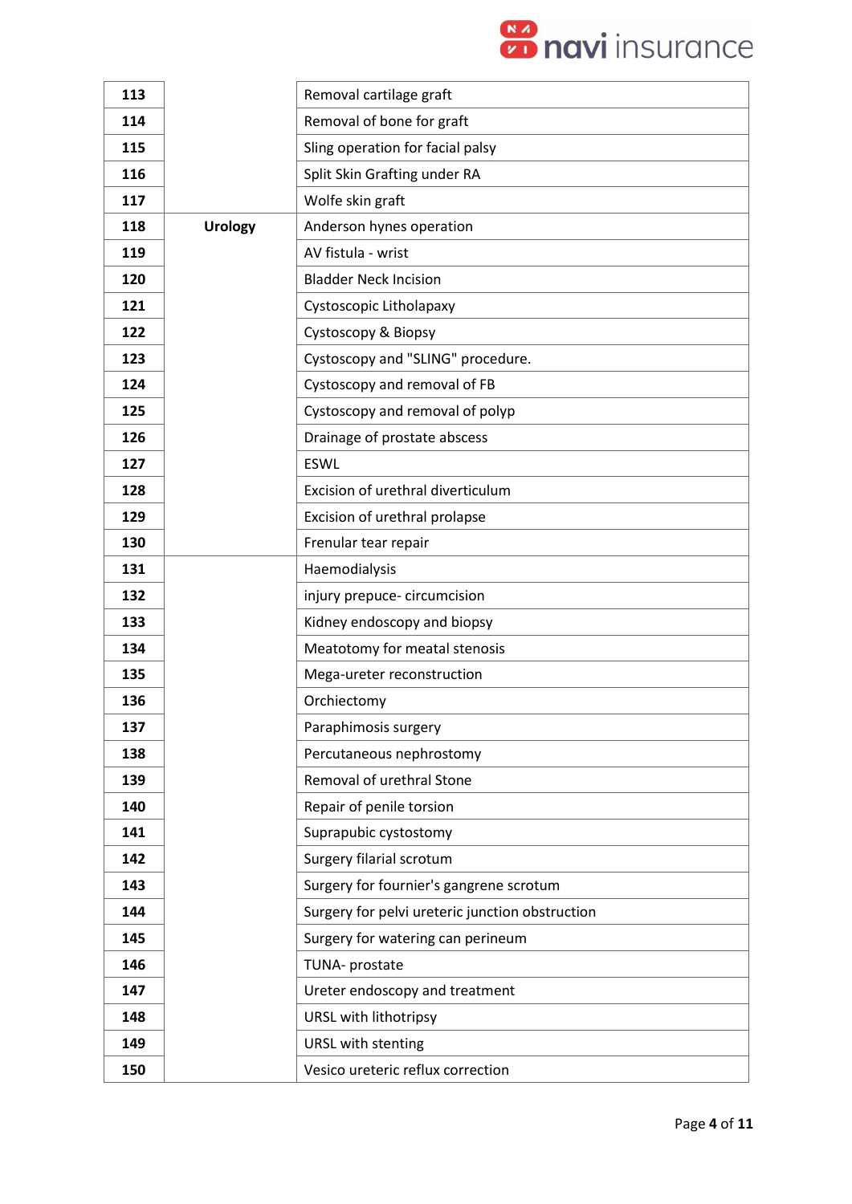| 113 | | Removal cartilage graft |
|---|---|---|
| 114 | | Removal of bone for graft |
| 115 | | Sling operation for facial palsy |
| 116 | | Split Skin Grafting under RA |
| 117 | | Wolfe skin graft |
| 118 | **Urology** | Anderson hynes operation |
| 119 | | AV fistula - wrist |
| 120 | | Bladder Neck Incision |
| 121 | | Cystoscopic Litholapaxy |
| 122 | | Cystoscopy & Biopsy |
| 123 | | Cystoscopy and "SLING" procedure. |
| 124 | | Cystoscopy and removal of FB |
| 125 | | Cystoscopy and removal of polyp |
| 126 | | Drainage of prostate abscess |
| 127 | | ESWL |
| 128 | | Excision of urethral diverticulum |
| 129 | | Excision of urethral prolapse |
| 130 | | Frenular tear repair |
| 131 | | Haemodialysis |
| 132 | | injury prepuce- circumcision |
| 133 | | Kidney endoscopy and biopsy |
| 134 | | Meatotomy for meatal stenosis |
| 135 | | Mega-ureter reconstruction |
| 136 | | Orchiectomy |
| 137 | | Paraphimosis surgery |
| 138 | | Percutaneous nephrostomy |
| 139 | | Removal of urethral Stone |
| 140 | | Repair of penile torsion |
| 141 | | Suprapubic cystostomy |
| 142 | | Surgery filarial scrotum |
| 143 | | Surgery for fournier's gangrene scrotum |
| 144 | | Surgery for pelvi ureteric junction obstruction |
| 145 | | Surgery for watering can perineum |
| 146 | | TUNA- prostate |
| 147 | | Ureter endoscopy and treatment |
| 148 | | URSL with lithotripsy |
| 149 | | URSL with stenting |
| 150 | | Vesico ureteric reflux correction |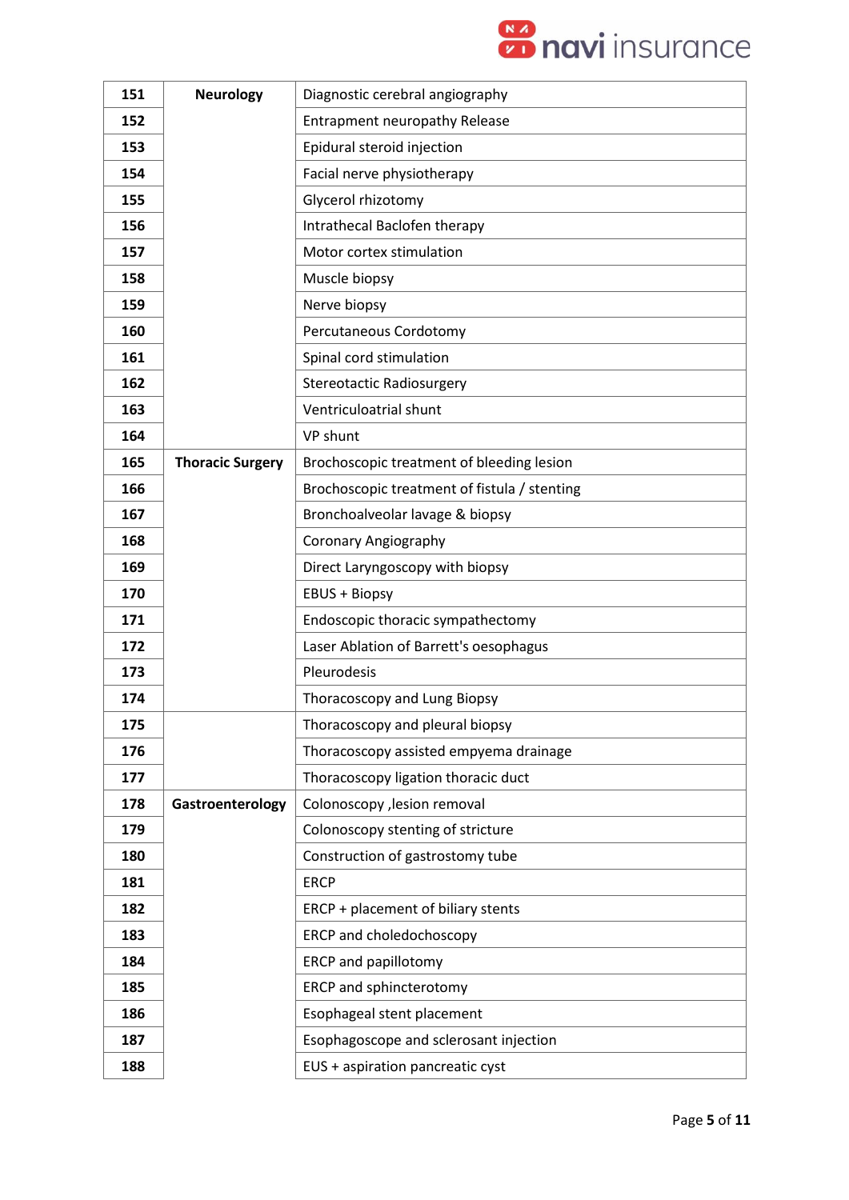| 151 | Neurology | Diagnostic cerebral angiography |
|---|---|---|
| 152 | | Entrapment neuropathy Release |
| 153 | | Epidural steroid injection |
| 154 | | Facial nerve physiotherapy |
| 155 | | Glycerol rhizotomy |
| 156 | | Intrathecal Baclofen therapy |
| 157 | | Motor cortex stimulation |
| 158 | | Muscle biopsy |
| 159 | | Nerve biopsy |
| 160 | | Percutaneous Cordotomy |
| 161 | | Spinal cord stimulation |
| 162 | | Stereotactic Radiosurgery |
| 163 | | Ventriculoatrial shunt |
| 164 | | VP shunt |
| 165 | Thoracic Surgery | Brochoscopic treatment of bleeding lesion |
| 166 | | Brochoscopic treatment of fistula / stenting |
| 167 | | Bronchoalveolar lavage & biopsy |
| 168 | | Coronary Angiography |
| 169 | | Direct Laryngoscopy with biopsy |
| 170 | | EBUS + Biopsy |
| 171 | | Endoscopic thoracic sympathectomy |
| 172 | | Laser Ablation of Barrett's oesophagus |
| 173 | | Pleurodesis |
| 174 | | Thoracoscopy and Lung Biopsy |
| 175 | | Thoracoscopy and pleural biopsy |
| 176 | | Thoracoscopy assisted empyema drainage |
| 177 | | Thoracoscopy ligation thoracic duct |
| 178 | Gastroenterology | Colonoscopy ,lesion removal |
| 179 | | Colonoscopy stenting of stricture |
| 180 | | Construction of gastrostomy tube |
| 181 | | ERCP |
| 182 | | ERCP + placement of biliary stents |
| 183 | | ERCP and choledochoscopy |
| 184 | | ERCP and papillotomy |
| 185 | | ERCP and sphincterotomy |
| 186 | | Esophageal stent placement |
| 187 | | Esophagoscope and sclerosant injection |
| 188 | | EUS + aspiration pancreatic cyst |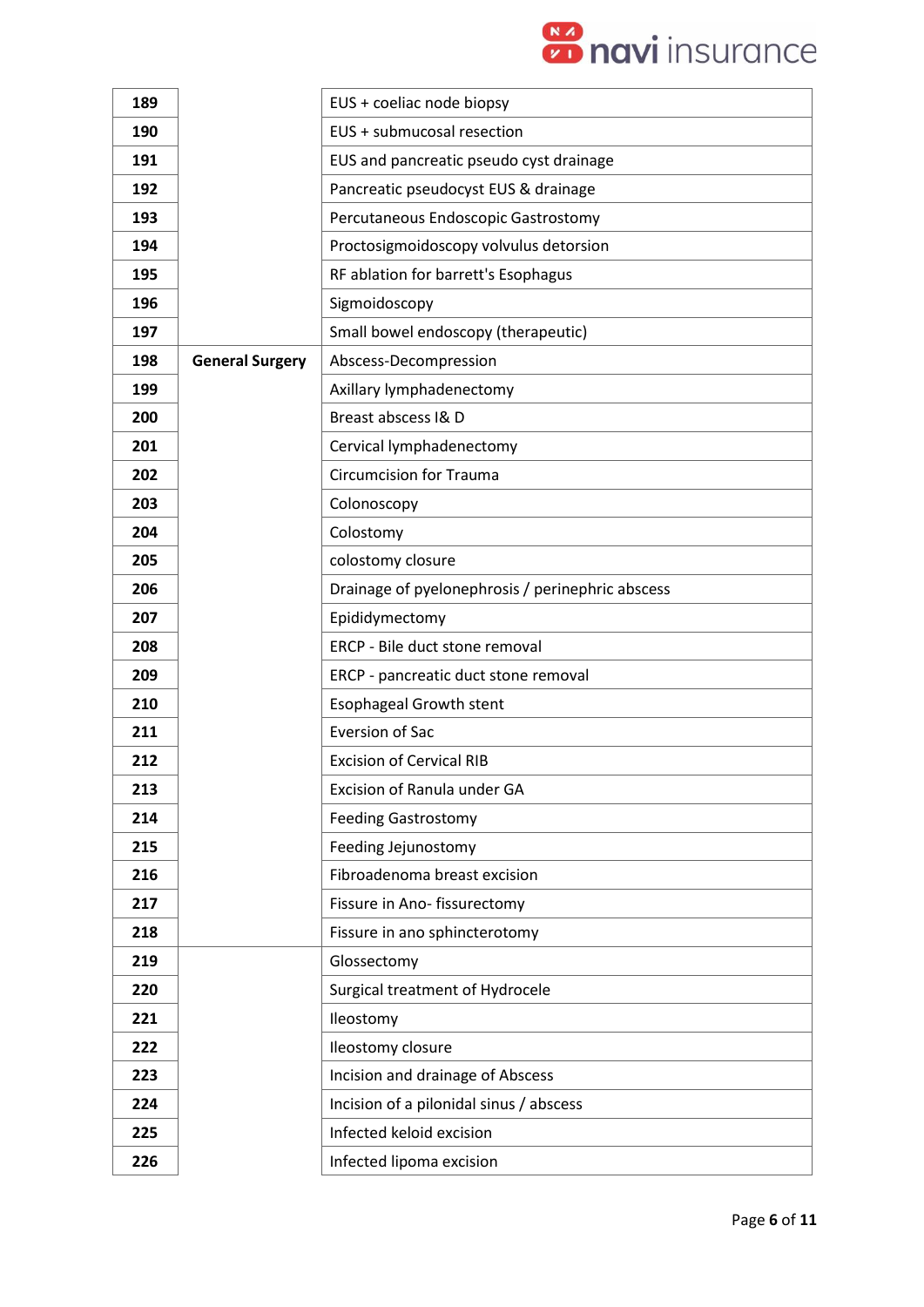| | | |
|---|---|---|
| **189** | | EUS + coeliac node biopsy |
| **190** | | EUS + submucosal resection |
| **191** | | EUS and pancreatic pseudo cyst drainage |
| **192** | | Pancreatic pseudocyst EUS & drainage |
| **193** | | Percutaneous Endoscopic Gastrostomy |
| **194** | | Proctosigmoidoscopy volvulus detorsion |
| **195** | | RF ablation for barrett's Esophagus |
| **196** | | Sigmoidoscopy |
| **197** | | Small bowel endoscopy (therapeutic) |
| **198** | **General Surgery** | Abscess-Decompression |
| **199** | | Axillary lymphadenectomy |
| **200** | | Breast abscess I& D |
| **201** | | Cervical lymphadenectomy |
| **202** | | Circumcision for Trauma |
| **203** | | Colonoscopy |
| **204** | | Colostomy |
| **205** | | colostomy closure |
| **206** | | Drainage of pyelonephrosis / perinephric abscess |
| **207** | | Epididymectomy |
| **208** | | ERCP - Bile duct stone removal |
| **209** | | ERCP - pancreatic duct stone removal |
| **210** | | Esophageal Growth stent |
| **211** | | Eversion of Sac |
| **212** | | Excision of Cervical RIB |
| **213** | | Excision of Ranula under GA |
| **214** | | Feeding Gastrostomy |
| **215** | | Feeding Jejunostomy |
| **216** | | Fibroadenoma breast excision |
| **217** | | Fissure in Ano- fissurectomy |
| **218** | | Fissure in ano sphincterotomy |
| **219** | | Glossectomy |
| **220** | | Surgical treatment of Hydrocele |
| **221** | | Ileostomy |
| **222** | | Ileostomy closure |
| **223** | | Incision and drainage of Abscess |
| **224** | | Incision of a pilonidal sinus / abscess |
| **225** | | Infected keloid excision |
| **226** | | Infected lipoma excision |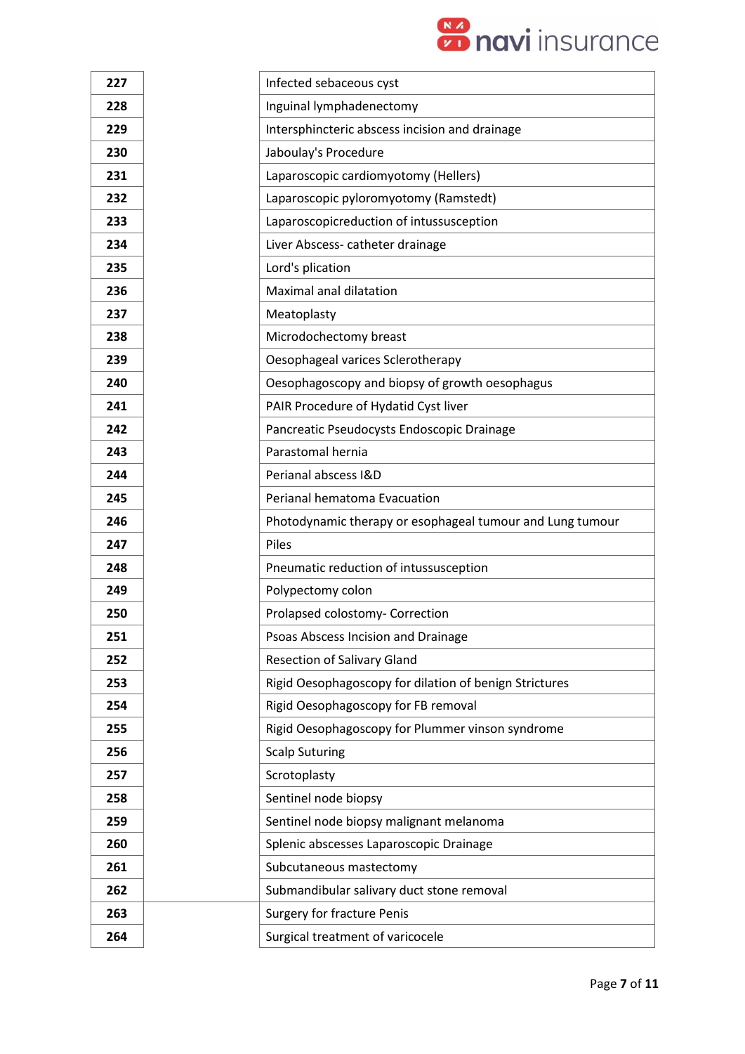| | | |
|---|---|---|
| 227 | | Infected sebaceous cyst |
| 228 | | Inguinal lymphadenectomy |
| 229 | | Intersphincteric abscess incision and drainage |
| 230 | | Jaboulay's Procedure |
| 231 | | Laparoscopic cardiomyotomy (Hellers) |
| 232 | | Laparoscopic pyloromyotomy (Ramstedt) |
| 233 | | Laparoscopicreduction of intussusception |
| 234 | | Liver Abscess- catheter drainage |
| 235 | | Lord's plication |
| 236 | | Maximal anal dilatation |
| 237 | | Meatoplasty |
| 238 | | Microdochectomy breast |
| 239 | | Oesophageal varices Sclerotherapy |
| 240 | | Oesophagoscopy and biopsy of growth oesophagus |
| 241 | | PAIR Procedure of Hydatid Cyst liver |
| 242 | | Pancreatic Pseudocysts Endoscopic Drainage |
| 243 | | Parastomal hernia |
| 244 | | Perianal abscess I&D |
| 245 | | Perianal hematoma Evacuation |
| 246 | | Photodynamic therapy or esophageal tumour and Lung tumour |
| 247 | | Piles |
| 248 | | Pneumatic reduction of intussusception |
| 249 | | Polypectomy colon |
| 250 | | Prolapsed colostomy- Correction |
| 251 | | Psoas Abscess Incision and Drainage |
| 252 | | Resection of Salivary Gland |
| 253 | | Rigid Oesophagoscopy for dilation of benign Strictures |
| 254 | | Rigid Oesophagoscopy for FB removal |
| 255 | | Rigid Oesophagoscopy for Plummer vinson syndrome |
| 256 | | Scalp Suturing |
| 257 | | Scrotoplasty |
| 258 | | Sentinel node biopsy |
| 259 | | Sentinel node biopsy malignant melanoma |
| 260 | | Splenic abscesses Laparoscopic Drainage |
| 261 | | Subcutaneous mastectomy |
| 262 | | Submandibular salivary duct stone removal |
| 263 | | Surgery for fracture Penis |
| 264 | | Surgical treatment of varicocele |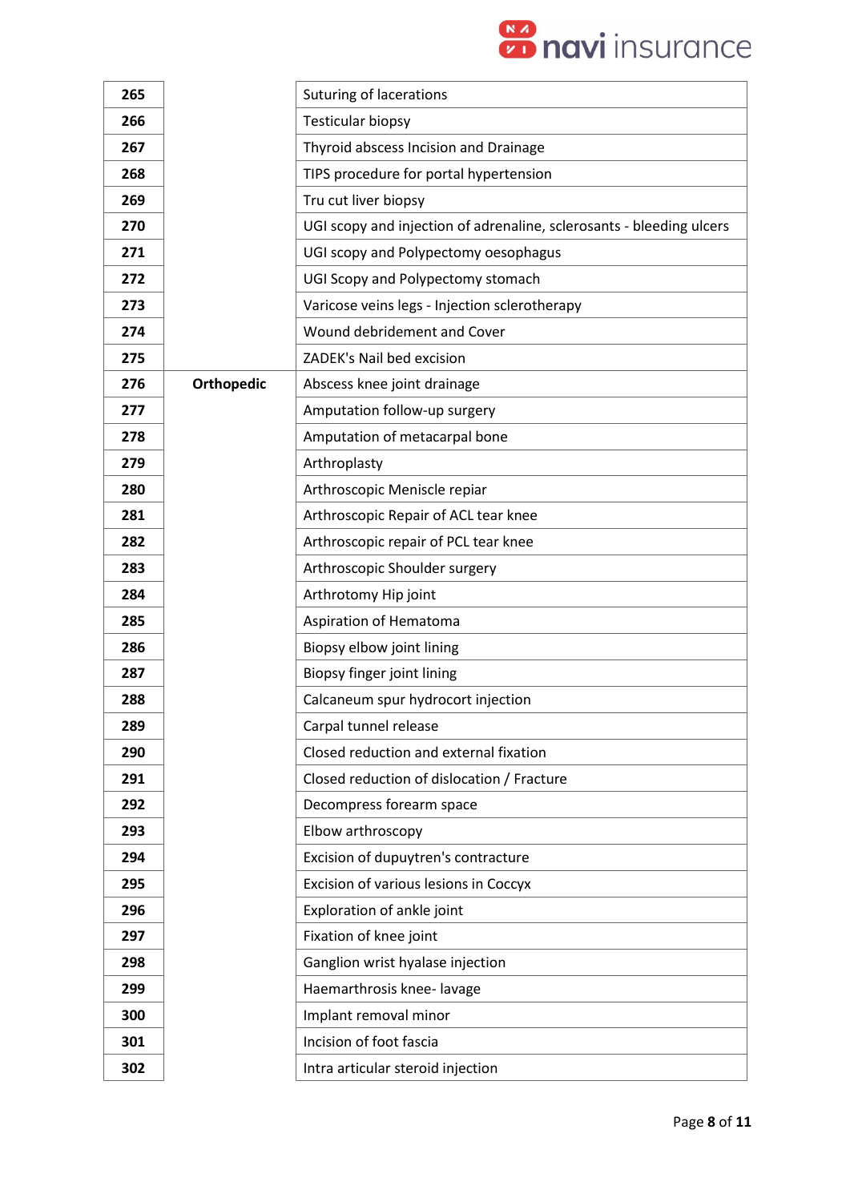| | | |
|---|---|---|
| **265** | | Suturing of lacerations |
| **266** | | Testicular biopsy |
| **267** | | Thyroid abscess Incision and Drainage |
| **268** | | TIPS procedure for portal hypertension |
| **269** | | Tru cut liver biopsy |
| **270** | | UGI scopy and injection of adrenaline, sclerosants - bleeding ulcers |
| **271** | | UGI scopy and Polypectomy oesophagus |
| **272** | | UGI Scopy and Polypectomy stomach |
| **273** | | Varicose veins legs - Injection sclerotherapy |
| **274** | | Wound debridement and Cover |
| **275** | | ZADEK's Nail bed excision |
| **276** | **Orthopedic** | Abscess knee joint drainage |
| **277** | | Amputation follow-up surgery |
| **278** | | Amputation of metacarpal bone |
| **279** | | Arthroplasty |
| **280** | | Arthroscopic Menisce repair |
| **281** | | Arthroscopic Repair of ACL tear knee |
| **282** | | Arthroscopic repair of PCL tear knee |
| **283** | | Arthroscopic Shoulder surgery |
| **284** | | Arthrotomy Hip joint |
| **285** | | Aspiration of Hematoma |
| **286** | | Biopsy elbow joint lining |
| **287** | | Biopsy finger joint lining |
| **288** | | Calcaneum spur hydrocort injection |
| **289** | | Carpal tunnel release |
| **290** | | Closed reduction and external fixation |
| **291** | | Closed reduction of dislocation / Fracture |
| **292** | | Decompress forearm space |
| **293** | | Elbow arthroscopy |
| **294** | | Excision of dupuytren's contracture |
| **295** | | Excision of various lesions in Coccyx |
| **296** | | Exploration of ankle joint |
| **297** | | Fixation of knee joint |
| **298** | | Ganglion wrist hyalase injection |
| **299** | | Haemarthrosis knee- lavage |
| **300** | | Implant removal minor |
| **301** | | Incision of foot fascia |
| **302** | | Intra articular steroid injection |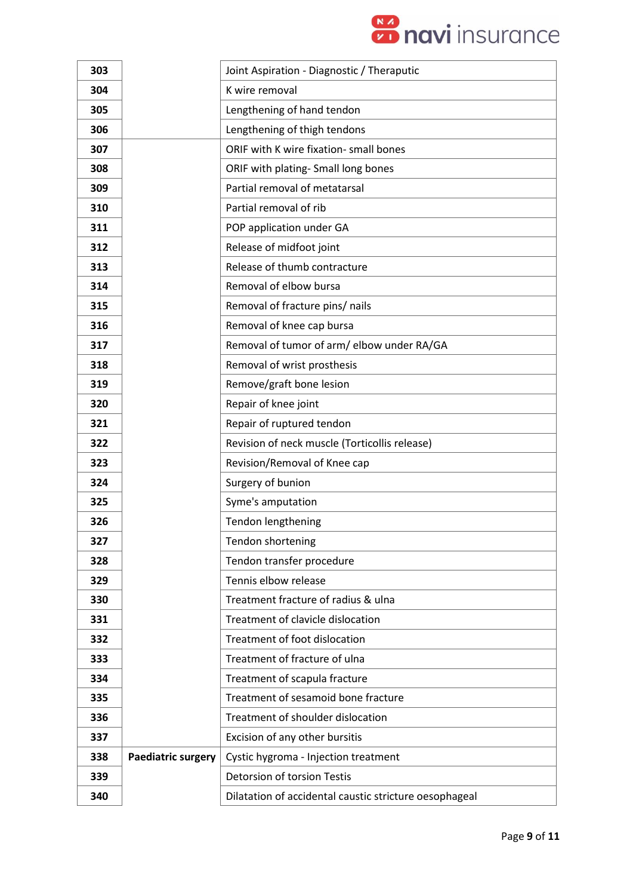| 303 | | Joint Aspiration - Diagnostic / Theraputic |
|---|---|---|
| 304 | | K wire removal |
| 305 | | Lengthening of hand tendon |
| 306 | | Lengthening of thigh tendons |
| 307 | | ORIF with K wire fixation- small bones |
| 308 | | ORIF with plating- Small long bones |
| 309 | | Partial removal of metatarsal |
| 310 | | Partial removal of rib |
| 311 | | POP application under GA |
| 312 | | Release of midfoot joint |
| 313 | | Release of thumb contracture |
| 314 | | Removal of elbow bursa |
| 315 | | Removal of fracture pins/ nails |
| 316 | | Removal of knee cap bursa |
| 317 | | Removal of tumor of arm/ elbow under RA/GA |
| 318 | | Removal of wrist prosthesis |
| 319 | | Remove/graft bone lesion |
| 320 | | Repair of knee joint |
| 321 | | Repair of ruptured tendon |
| 322 | | Revision of neck muscle (Torticollis release) |
| 323 | | Revision/Removal of Knee cap |
| 324 | | Surgery of bunion |
| 325 | | Syme's amputation |
| 326 | | Tendon lengthening |
| 327 | | Tendon shortening |
| 328 | | Tendon transfer procedure |
| 329 | | Tennis elbow release |
| 330 | | Treatment fracture of radius & ulna |
| 331 | | Treatment of clavicle dislocation |
| 332 | | Treatment of foot dislocation |
| 333 | | Treatment of fracture of ulna |
| 334 | | Treatment of scapula fracture |
| 335 | | Treatment of sesamoid bone fracture |
| 336 | | Treatment of shoulder dislocation |
| 337 | | Excision of any other bursitis |
| 338 | **Paediatric surgery** | Cystic hygroma - Injection treatment |
| 339 | | Detorsion of torsion Testis |
| 340 | | Dilatation of accidental caustic stricture oesophageal |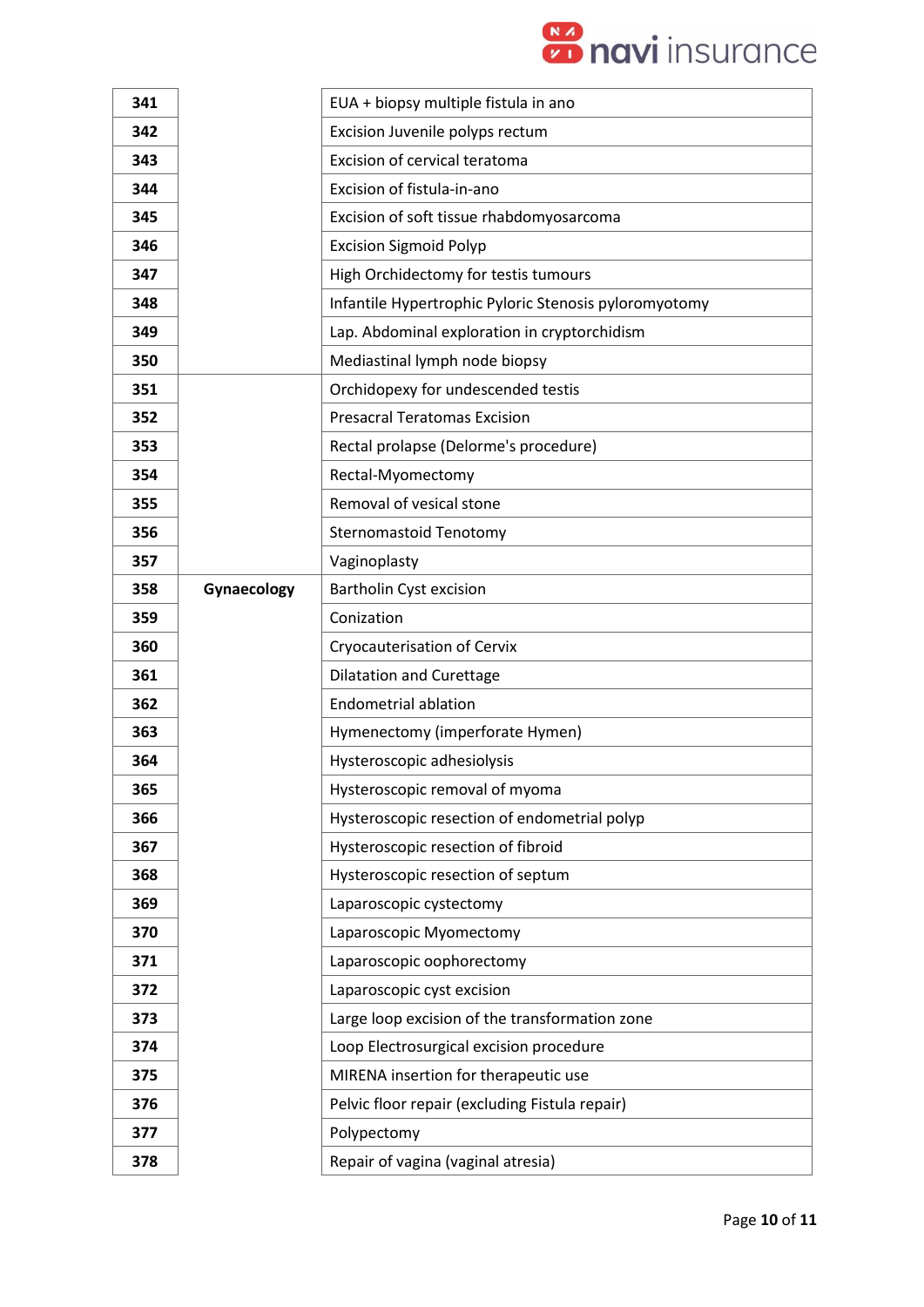| | | |
|---|---|---|
| **341** | | EUA + biopsy multiple fistula in ano |
| **342** | | Excision Juvenile polyps rectum |
| **343** | | Excision of cervical teratoma |
| **344** | | Excision of fistula-in-ano |
| **345** | | Excision of soft tissue rhabdomyosarcoma |
| **346** | | Excision Sigmoid Polyp |
| **347** | | High Orchidectomy for testis tumours |
| **348** | | Infantile Hypertrophic Pyloric Stenosis pyloromyotomy |
| **349** | | Lap. Abdominal exploration in cryptorchidism |
| **350** | | Mediastinal lymph node biopsy |
| **351** | | Orchidopexy for undescended testis |
| **352** | | Presacral Teratomas Excision |
| **353** | | Rectal prolapse (Delorme's procedure) |
| **354** | | Rectal-Myomectomy |
| **355** | | Removal of vesical stone |
| **356** | | Sternomastoid Tenotomy |
| **357** | | Vaginoplasty |
| **358** | **Gynaecology** | Bartholin Cyst excision |
| **359** | | Conization |
| **360** | | Cryocauterisation of Cervix |
| **361** | | Dilatation and Curettage |
| **362** | | Endometrial ablation |
| **363** | | Hymenectomy (imperforate Hymen) |
| **364** | | Hysteroscopic adhesiolysis |
| **365** | | Hysteroscopic removal of myoma |
| **366** | | Hysteroscopic resection of endometrial polyp |
| **367** | | Hysteroscopic resection of fibroid |
| **368** | | Hysteroscopic resection of septum |
| **369** | | Laparoscopic cystectomy |
| **370** | | Laparoscopic Myomectomy |
| **371** | | Laparoscopic oophorectomy |
| **372** | | Laparoscopic cyst excision |
| **373** | | Large loop excision of the transformation zone |
| **374** | | Loop Electrosurgical excision procedure |
| **375** | | MIRENA insertion for therapeutic use |
| **376** | | Pelvic floor repair (excluding Fistula repair) |
| **377** | | Polypectomy |
| **378** | | Repair of vagina (vaginal atresia) |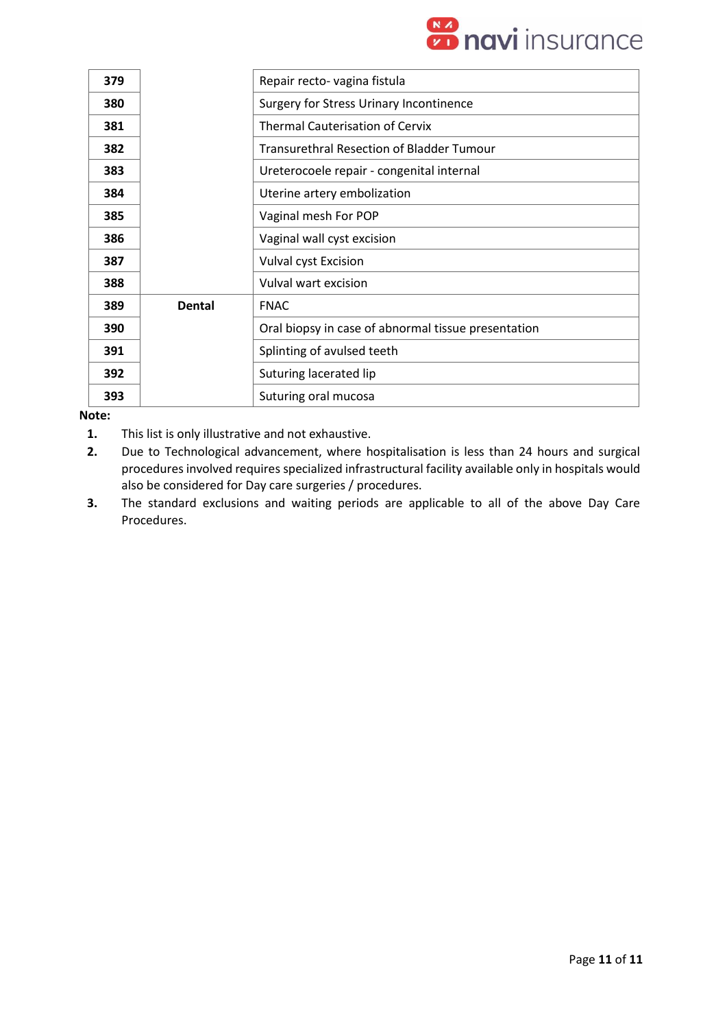| | | |
|---|---|---|
| **379** | | Repair recto- vagina fistula |
| **380** | | Surgery for Stress Urinary Incontinence |
| **381** | | Thermal Cauterisation of Cervix |
| **382** | | Transurethral Resection of Bladder Tumour |
| **383** | | Ureterocoele repair - congenital internal |
| **384** | | Uterine artery embolization |
| **385** | | Vaginal mesh For POP |
| **386** | | Vaginal wall cyst excision |
| **387** | | Vulval cyst Excision |
| **388** | | Vulval wart excision |
| **389** | **Dental** | FNAC |
| **390** | | Oral biopsy in case of abnormal tissue presentation |
| **391** | | Splinting of avulsed teeth |
| **392** | | Suturing lacerated lip |
| **393** | | Suturing oral mucosa |

**Note:**

1. This list is only illustrative and not exhaustive.
2. Due to Technological advancement, where hospitalisation is less than 24 hours and surgical procedures involved requires specialized infrastructural facility available only in hospitals would also be considered for Day care surgeries / procedures.
3. The standard exclusions and waiting periods are applicable to all of the above Day Care Procedures.